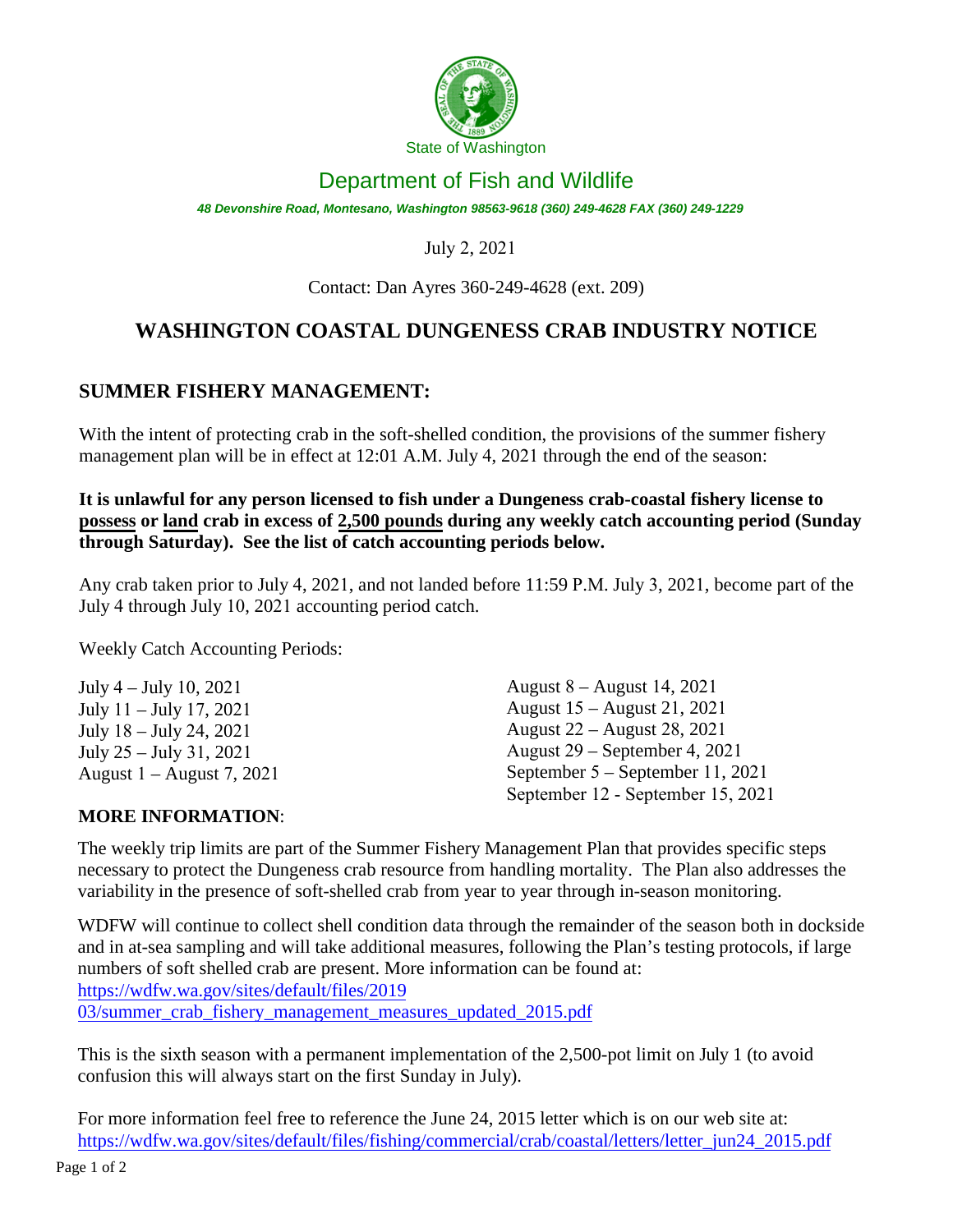State of Washington

# Department of Fish and Wildlife

*48 Devonshire Road, Montesano, Washington 98563-9618 (360) 249-4628 FAX (360) 249-1229*

July 2, 2021

Contact: Dan Ayres 360-249-4628 (ext. 209)

## WASHINGTON COASTAL DUNGENESS CRAB INDUSTRY NOTICE

### SUMMER FISHERY MANAGEMENT:

With the intent of protecting crab in the soft-shelled condition, the provisions of the summer fishery management plan will be in effect at 12:01 A.M. July 4, 2021 through the end of the season:

**It is unlawful for any person licensed to fish under a Dungeness crab-coastal fishery license to possess or land crab in excess of 2,500 pounds during any weekly catch accounting period (Sunday through Saturday). See the list of catch accounting periods below.**

Any crab taken prior to July 4, 2021, and not landed before 11:59 P.M. July 3, 2021, become part of the July 4 through July 10, 2021 accounting period catch.

Weekly Catch Accounting Periods:

- July 4 – July 10, 2021
- July 11 – July 17, 2021
- July 18 – July 24, 2021
- July 25 – July 31, 2021
- August 1 – August 7, 2021
- August 8 – August 14, 2021
- August 15 – August 21, 2021
- August 22 – August 28, 2021
- August 29 – September 4, 2021
- September 5 – September 11, 2021
- September 12 - September 15, 2021

**MORE INFORMATION**:

The weekly trip limits are part of the Summer Fishery Management Plan that provides specific steps necessary to protect the Dungeness crab resource from handling mortality. The Plan also addresses the variability in the presence of soft-shelled crab from year to year through in-season monitoring.

WDFW will continue to collect shell condition data through the remainder of the season both in dockside and in at-sea sampling and will take additional measures, following the Plan's testing protocols, if large numbers of soft shelled crab are present. More information can be found at: https://wdfw.wa.gov/sites/default/files/2019 03/summer_crab_fishery_management_measures_updated_2015.pdf

This is the sixth season with a permanent implementation of the 2,500-pot limit on July 1 (to avoid confusion this will always start on the first Sunday in July).

For more information feel free to reference the June 24, 2015 letter which is on our web site at: https://wdfw.wa.gov/sites/default/files/fishing/commercial/crab/coastal/letters/letter_jun24_2015.pdf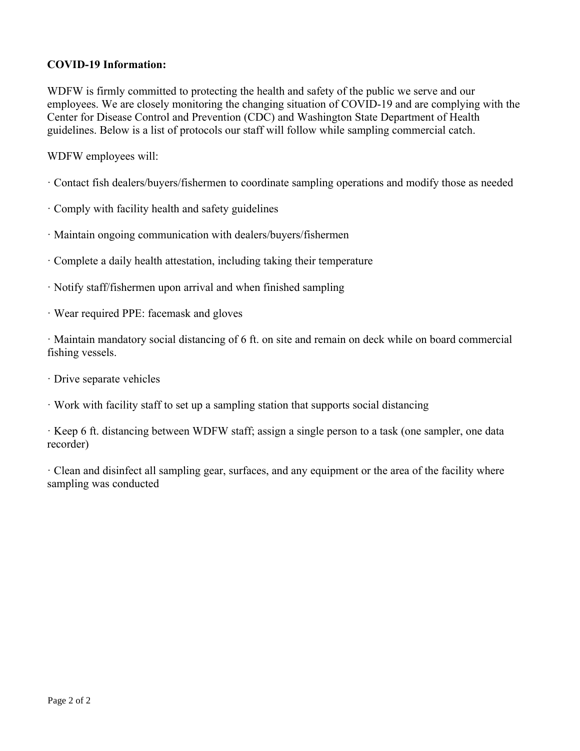**COVID-19 Information:**

WDFW is firmly committed to protecting the health and safety of the public we serve and our employees. We are closely monitoring the changing situation of COVID-19 and are complying with the Center for Disease Control and Prevention (CDC) and Washington State Department of Health guidelines. Below is a list of protocols our staff will follow while sampling commercial catch.

WDFW employees will:

- Contact fish dealers/buyers/fishermen to coordinate sampling operations and modify those as needed
- Comply with facility health and safety guidelines
- Maintain ongoing communication with dealers/buyers/fishermen
- Complete a daily health attestation, including taking their temperature
- Notify staff/fishermen upon arrival and when finished sampling
- Wear required PPE: facemask and gloves
- Maintain mandatory social distancing of 6 ft. on site and remain on deck while on board commercial fishing vessels.
- Drive separate vehicles
- Work with facility staff to set up a sampling station that supports social distancing
- Keep 6 ft. distancing between WDFW staff; assign a single person to a task (one sampler, one data recorder)
- Clean and disinfect all sampling gear, surfaces, and any equipment or the area of the facility where sampling was conducted